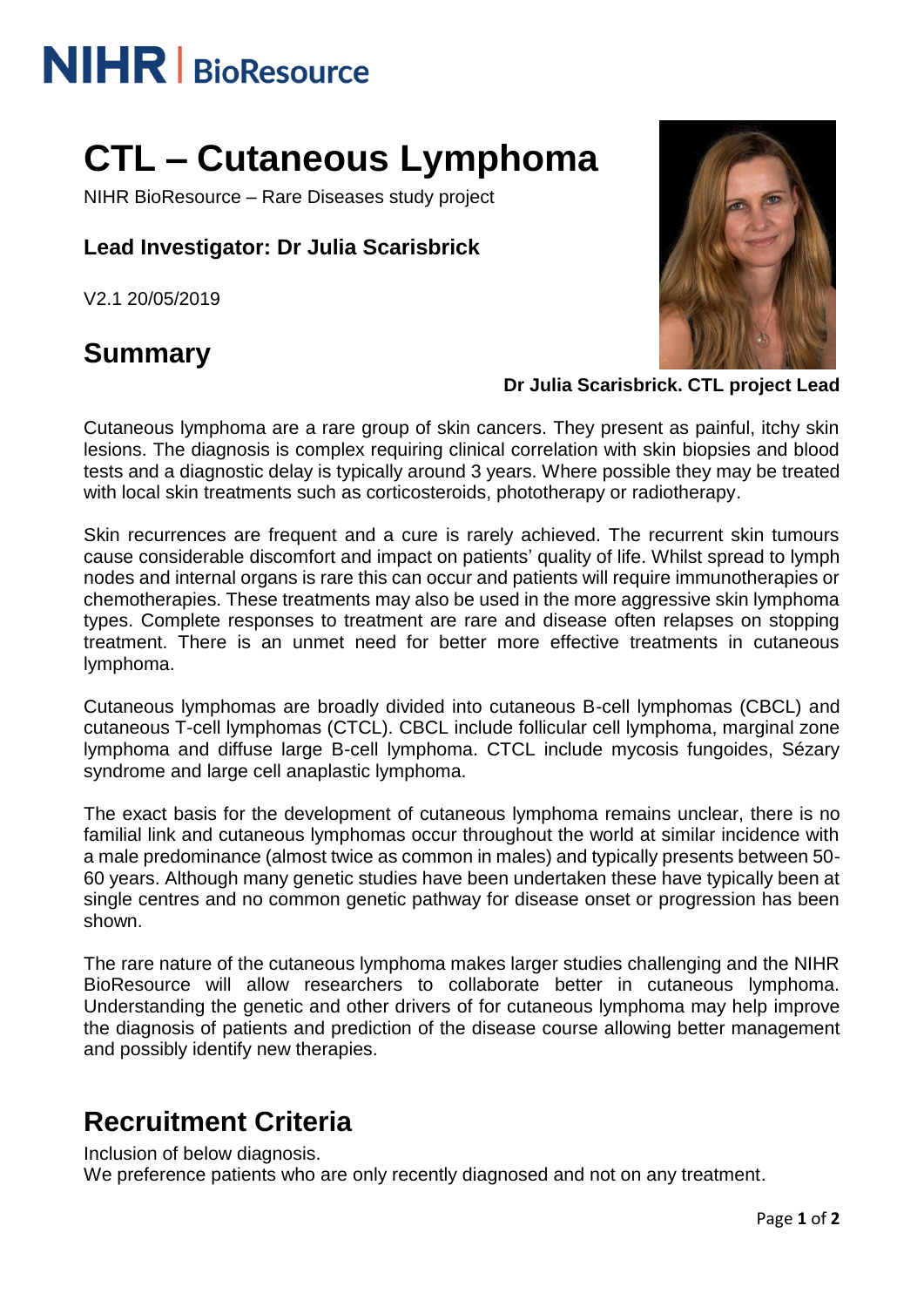NIHR | BioResource

# CTL – Cutaneous Lymphoma

NIHR BioResource – Rare Diseases study project

**Lead Investigator: Dr Julia Scarisbrick**

V2.1 20/05/2019

## Summary

**Dr Julia Scarisbrick. CTL project Lead**

Cutaneous lymphoma are a rare group of skin cancers. They present as painful, itchy skin lesions. The diagnosis is complex requiring clinical correlation with skin biopsies and blood tests and a diagnostic delay is typically around 3 years. Where possible they may be treated with local skin treatments such as corticosteroids, phototherapy or radiotherapy.

Skin recurrences are frequent and a cure is rarely achieved. The recurrent skin tumours cause considerable discomfort and impact on patients' quality of life. Whilst spread to lymph nodes and internal organs is rare this can occur and patients will require immunotherapies or chemotherapies. These treatments may also be used in the more aggressive skin lymphoma types. Complete responses to treatment are rare and disease often relapses on stopping treatment. There is an unmet need for better more effective treatments in cutaneous lymphoma.

Cutaneous lymphomas are broadly divided into cutaneous B-cell lymphomas (CBCL) and cutaneous T-cell lymphomas (CTCL). CBCL include follicular cell lymphoma, marginal zone lymphoma and diffuse large B-cell lymphoma. CTCL include mycosis fungoides, Sézary syndrome and large cell anaplastic lymphoma.

The exact basis for the development of cutaneous lymphoma remains unclear, there is no familial link and cutaneous lymphomas occur throughout the world at similar incidence with a male predominance (almost twice as common in males) and typically presents between 50-60 years. Although many genetic studies have been undertaken these have typically been at single centres and no common genetic pathway for disease onset or progression has been shown.

The rare nature of the cutaneous lymphoma makes larger studies challenging and the NIHR BioResource will allow researchers to collaborate better in cutaneous lymphoma. Understanding the genetic and other drivers of for cutaneous lymphoma may help improve the diagnosis of patients and prediction of the disease course allowing better management and possibly identify new therapies.

## Recruitment Criteria

Inclusion of below diagnosis.
We preference patients who are only recently diagnosed and not on any treatment.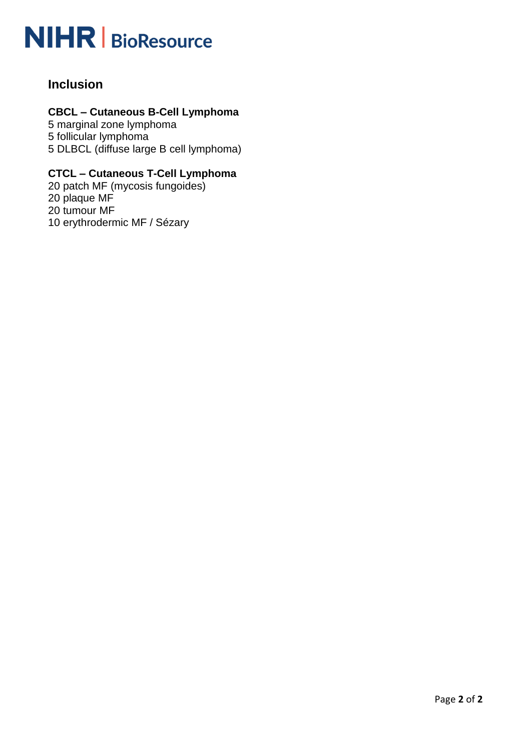## Inclusion

**CBCL – Cutaneous B-Cell Lymphoma**
5 marginal zone lymphoma
5 follicular lymphoma
5 DLBCL (diffuse large B cell lymphoma)

**CTCL – Cutaneous T-Cell Lymphoma**
20 patch MF (mycosis fungoides)
20 plaque MF
20 tumour MF
10 erythrodermic MF / Sézary